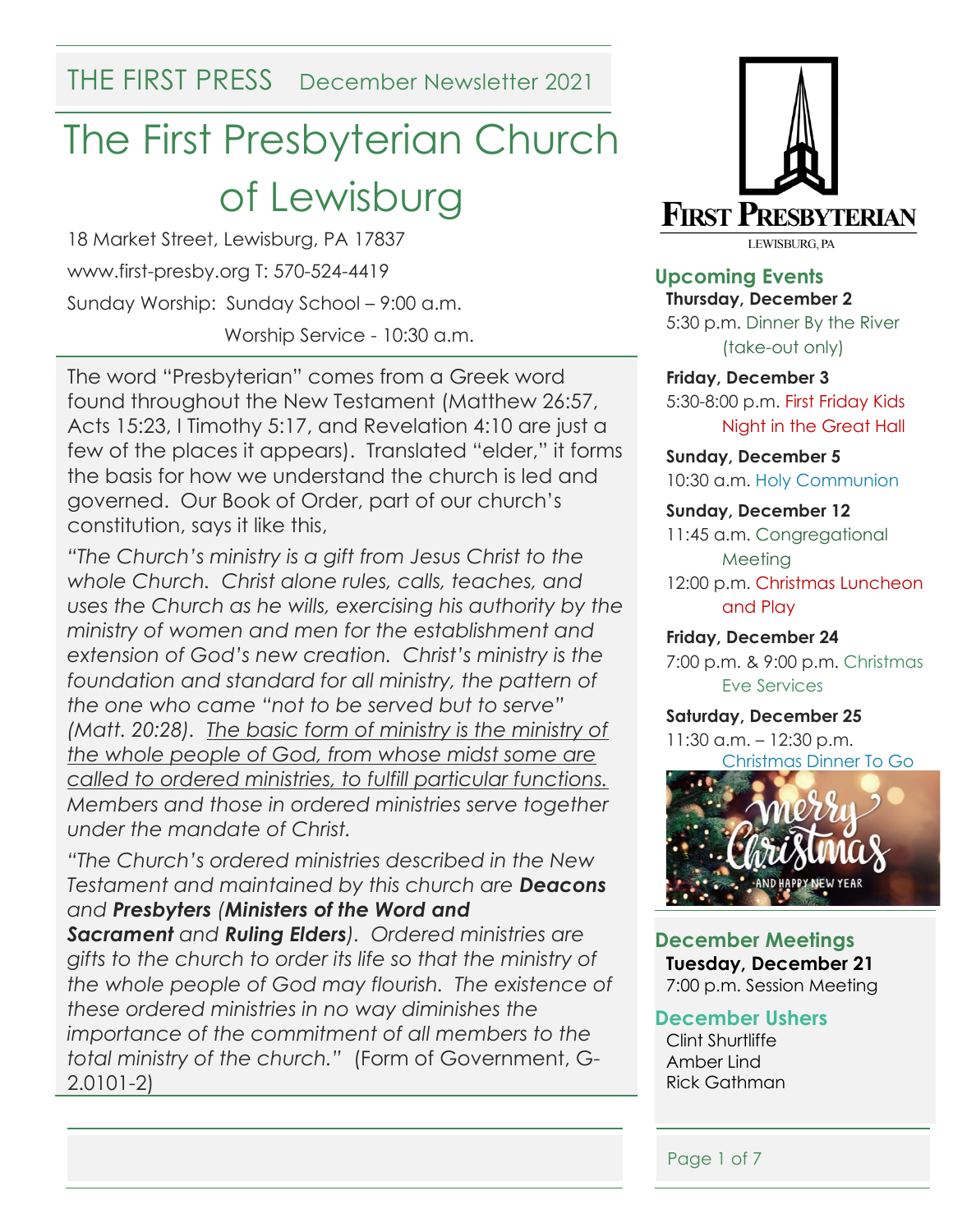THE FIRST PRESS December Newsletter 2021

# The First Presbyterian Church of Lewisburg

18 Market Street, Lewisburg, PA 17837

www.first-presby.org T: 570-524-4419

Sunday Worship: Sunday School – 9:00 a.m.

Worship Service - 10:30 a.m.

The word "Presbyterian" comes from a Greek word found throughout the New Testament (Matthew 26:57, Acts 15:23, I Timothy 5:17, and Revelation 4:10 are just a few of the places it appears). Translated "elder," it forms the basis for how we understand the church is led and governed. Our Book of Order, part of our church's constitution, says it like this,

*"The Church's ministry is a gift from Jesus Christ to the whole Church. Christ alone rules, calls, teaches, and uses the Church as he wills, exercising his authority by the ministry of women and men for the establishment and extension of God's new creation. Christ's ministry is the foundation and standard for all ministry, the pattern of the one who came "not to be served but to serve" (Matt. 20:28). <u>The basic form of ministry is the ministry of the whole people of God, from whose midst some are called to ordered ministries, to fulfill particular functions.</u> Members and those in ordered ministries serve together under the mandate of Christ.*

*"The Church's ordered ministries described in the New Testament and maintained by this church are **Deacons** and **Presbyters** (**Ministers of the Word and Sacrament** and **Ruling Elders**). Ordered ministries are gifts to the church to order its life so that the ministry of the whole people of God may flourish. The existence of these ordered ministries in no way diminishes the importance of the commitment of all members to the total ministry of the church."* (Form of Government, G-2.0101-2)

FIRST PRESBYTERIAN
LEWISBURG, PA

## Upcoming Events

**Thursday, December 2**
5:30 p.m. Dinner By the River (take-out only)

**Friday, December 3**
5:30-8:00 p.m. First Friday Kids Night in the Great Hall

**Sunday, December 5**
10:30 a.m. Holy Communion

**Sunday, December 12**
11:45 a.m. Congregational Meeting
12:00 p.m. Christmas Luncheon and Play

**Friday, December 24**
7:00 p.m. & 9:00 p.m. Christmas Eve Services

**Saturday, December 25**
11:30 a.m. – 12:30 p.m. Christmas Dinner To Go

Merry Christmas AND HAPPY NEW YEAR

## December Meetings

**Tuesday, December 21**
7:00 p.m. Session Meeting

## December Ushers

Clint Shurtliffe
Amber Lind
Rick Gathman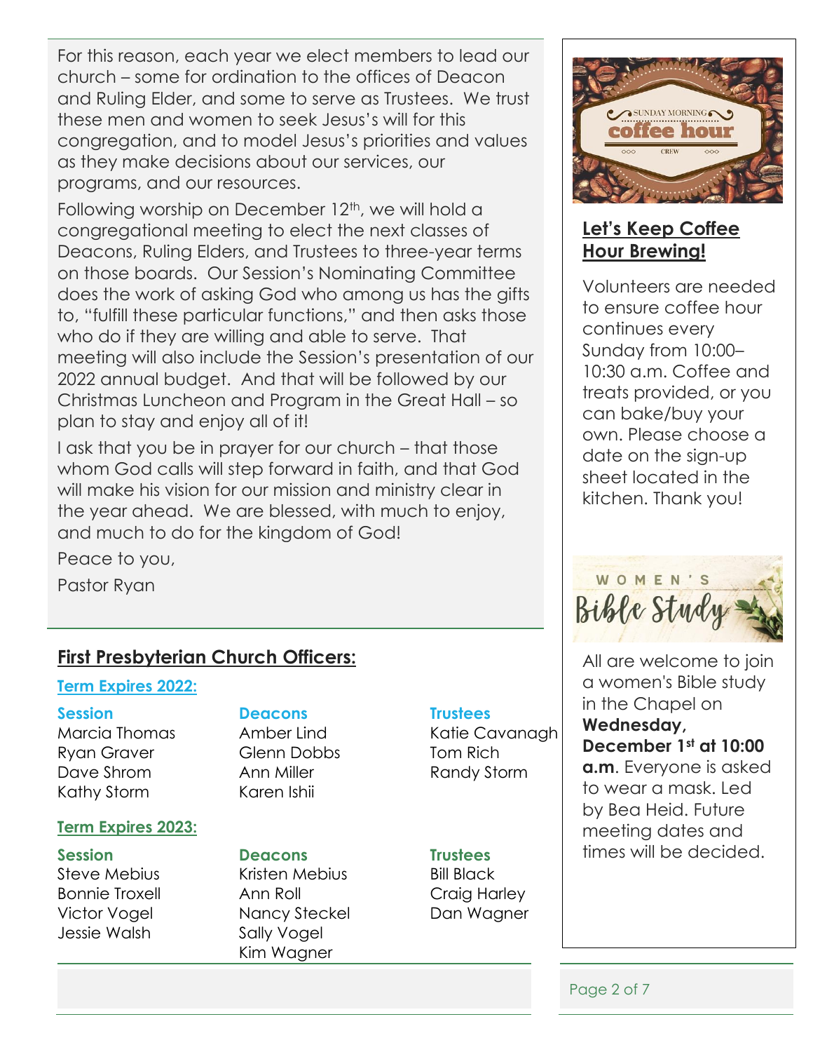For this reason, each year we elect members to lead our church – some for ordination to the offices of Deacon and Ruling Elder, and some to serve as Trustees. We trust these men and women to seek Jesus's will for this congregation, and to model Jesus's priorities and values as they make decisions about our services, our programs, and our resources.

Following worship on December 12th, we will hold a congregational meeting to elect the next classes of Deacons, Ruling Elders, and Trustees to three-year terms on those boards. Our Session's Nominating Committee does the work of asking God who among us has the gifts to, "fulfill these particular functions," and then asks those who do if they are willing and able to serve. That meeting will also include the Session's presentation of our 2022 annual budget. And that will be followed by our Christmas Luncheon and Program in the Great Hall – so plan to stay and enjoy all of it!

I ask that you be in prayer for our church – that those whom God calls will step forward in faith, and that God will make his vision for our mission and ministry clear in the year ahead. We are blessed, with much to enjoy, and much to do for the kingdom of God!

Peace to you,

Pastor Ryan

## First Presbyterian Church Officers:

### Term Expires 2022:

| Session | Deacons | Trustees |
|---|---|---|
| Marcia Thomas | Amber Lind | Katie Cavanagh |
| Ryan Graver | Glenn Dobbs | Tom Rich |
| Dave Shrom | Ann Miller | Randy Storm |
| Kathy Storm | Karen Ishii | |

### Term Expires 2023:

| Session | Deacons | Trustees |
|---|---|---|
| Steve Mebius | Kristen Mebius | Bill Black |
| Bonnie Troxell | Ann Roll | Craig Harley |
| Victor Vogel | Nancy Steckel | Dan Wagner |
| Jessie Walsh | Sally Vogel | |
| | Kim Wagner | |

SUNDAY MORNING coffee hour CREW

## Let's Keep Coffee Hour Brewing!

Volunteers are needed to ensure coffee hour continues every Sunday from 10:00–10:30 a.m. Coffee and treats provided, or you can bake/buy your own. Please choose a date on the sign-up sheet located in the kitchen. Thank you!

## WOMEN'S Bible Study

All are welcome to join a women's Bible study in the Chapel on **Wednesday, December 1st at 10:00 a.m**. Everyone is asked to wear a mask. Led by Bea Heid. Future meeting dates and times will be decided.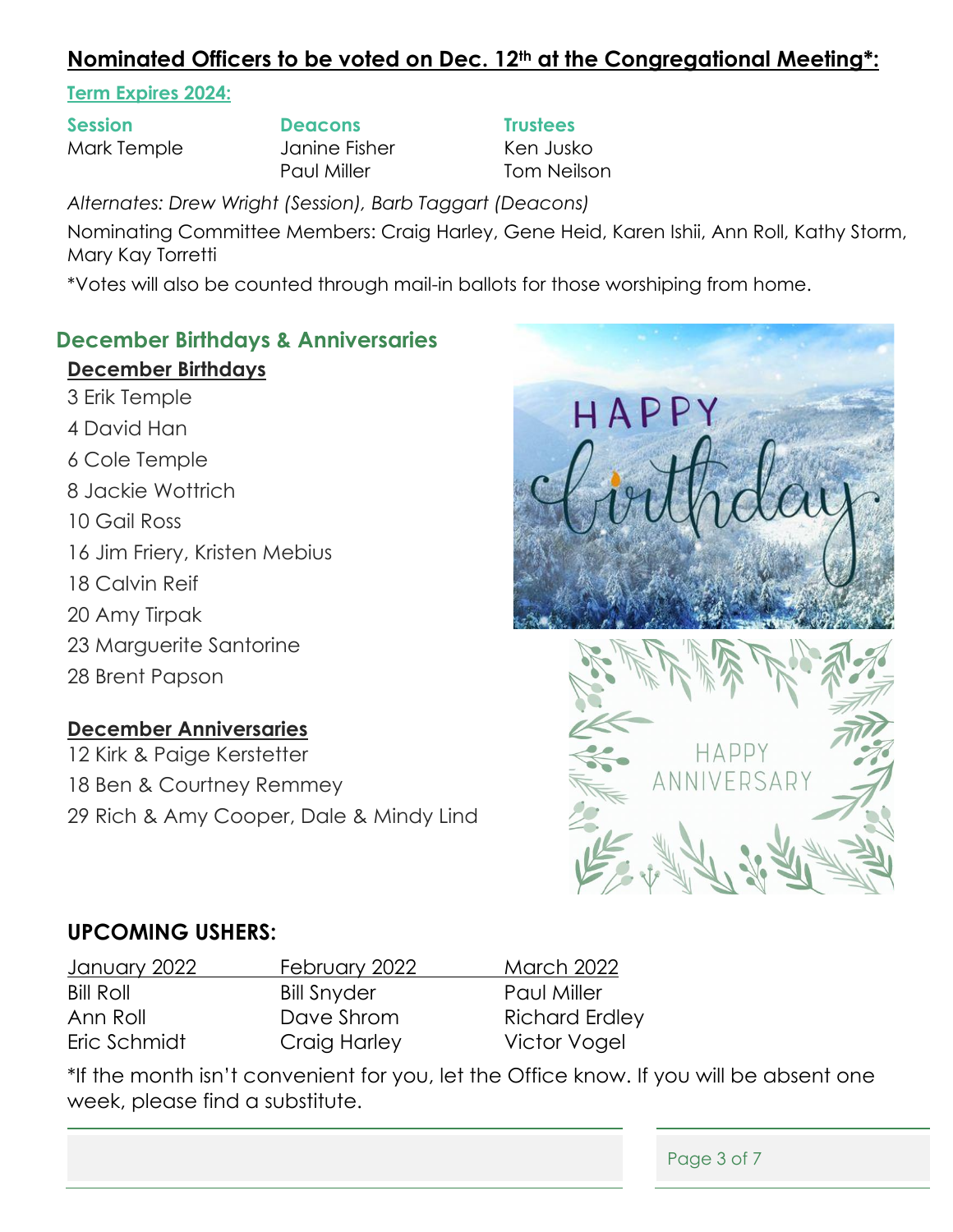## Nominated Officers to be voted on Dec. 12th at the Congregational Meeting*:

### Term Expires 2024:

| Session | Deacons | Trustees |
| --- | --- | --- |
| Mark Temple | Janine Fisher | Ken Jusko |
| | Paul Miller | Tom Neilson |

*Alternates: Drew Wright (Session), Barb Taggart (Deacons)*

Nominating Committee Members: Craig Harley, Gene Heid, Karen Ishii, Ann Roll, Kathy Storm, Mary Kay Torretti

*Votes will also be counted through mail-in ballots for those worshiping from home.

## December Birthdays & Anniversaries

### December Birthdays

3 Erik Temple
4 David Han
6 Cole Temple
8 Jackie Wottrich
10 Gail Ross
16 Jim Friery, Kristen Mebius
18 Calvin Reif
20 Amy Tirpak
23 Marguerite Santorine
28 Brent Papson

### December Anniversaries

12 Kirk & Paige Kerstetter
18 Ben & Courtney Remmey
29 Rich & Amy Cooper, Dale & Mindy Lind

## UPCOMING USHERS:

| January 2022 | February 2022 | March 2022 |
| --- | --- | --- |
| Bill Roll | Bill Snyder | Paul Miller |
| Ann Roll | Dave Shrom | Richard Erdley |
| Eric Schmidt | Craig Harley | Victor Vogel |

*If the month isn't convenient for you, let the Office know. If you will be absent one week, please find a substitute.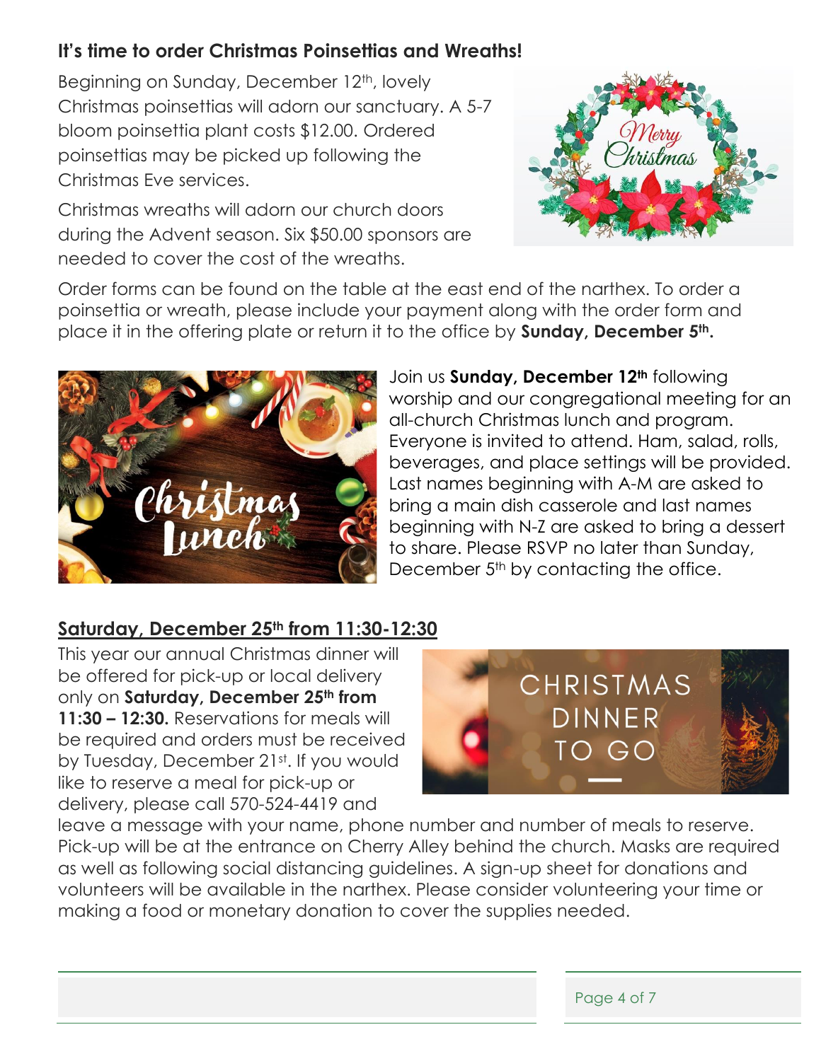**It's time to order Christmas Poinsettias and Wreaths!**

Beginning on Sunday, December 12th, lovely Christmas poinsettias will adorn our sanctuary. A 5-7 bloom poinsettia plant costs $12.00. Ordered poinsettias may be picked up following the Christmas Eve services.

Christmas wreaths will adorn our church doors during the Advent season. Six $50.00 sponsors are needed to cover the cost of the wreaths.

Order forms can be found on the table at the east end of the narthex. To order a poinsettia or wreath, please include your payment along with the order form and place it in the offering plate or return it to the office by **Sunday, December 5th.**

Join us **Sunday, December 12th** following worship and our congregational meeting for an all-church Christmas lunch and program. Everyone is invited to attend. Ham, salad, rolls, beverages, and place settings will be provided. Last names beginning with A-M are asked to bring a main dish casserole and last names beginning with N-Z are asked to bring a dessert to share. Please RSVP no later than Sunday, December 5th by contacting the office.

**Saturday, December 25th from 11:30-12:30**

This year our annual Christmas dinner will be offered for pick-up or local delivery only on **Saturday, December 25th from 11:30 – 12:30.** Reservations for meals will be required and orders must be received by Tuesday, December 21st. If you would like to reserve a meal for pick-up or delivery, please call 570-524-4419 and leave a message with your name, phone number and number of meals to reserve. Pick-up will be at the entrance on Cherry Alley behind the church. Masks are required as well as following social distancing guidelines. A sign-up sheet for donations and volunteers will be available in the narthex. Please consider volunteering your time or making a food or monetary donation to cover the supplies needed.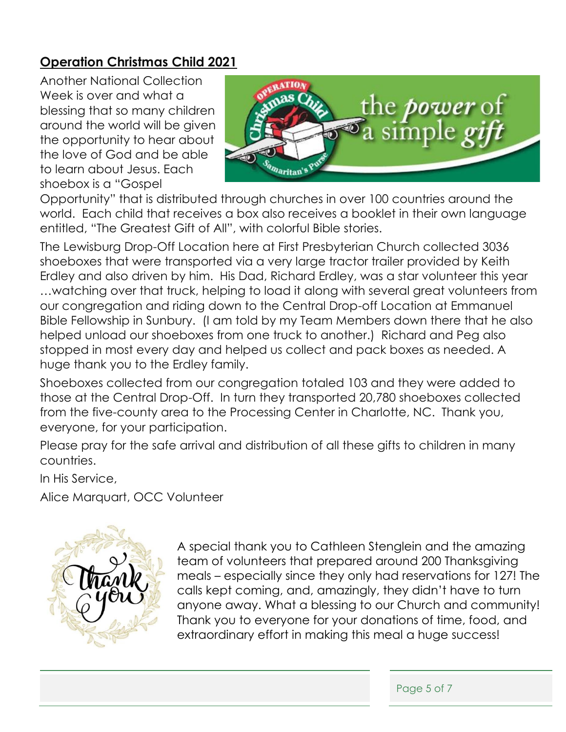## Operation Christmas Child 2021

Another National Collection Week is over and what a blessing that so many children around the world will be given the opportunity to hear about the love of God and be able to learn about Jesus. Each shoebox is a "Gospel Opportunity" that is distributed through churches in over 100 countries around the world. Each child that receives a box also receives a booklet in their own language entitled, "The Greatest Gift of All", with colorful Bible stories.

The Lewisburg Drop-Off Location here at First Presbyterian Church collected 3036 shoeboxes that were transported via a very large tractor trailer provided by Keith Erdley and also driven by him. His Dad, Richard Erdley, was a star volunteer this year …watching over that truck, helping to load it along with several great volunteers from our congregation and riding down to the Central Drop-off Location at Emmanuel Bible Fellowship in Sunbury. (I am told by my Team Members down there that he also helped unload our shoeboxes from one truck to another.) Richard and Peg also stopped in most every day and helped us collect and pack boxes as needed. A huge thank you to the Erdley family.

Shoeboxes collected from our congregation totaled 103 and they were added to those at the Central Drop-Off. In turn they transported 20,780 shoeboxes collected from the five-county area to the Processing Center in Charlotte, NC. Thank you, everyone, for your participation.

Please pray for the safe arrival and distribution of all these gifts to children in many countries.

In His Service,

Alice Marquart, OCC Volunteer

A special thank you to Cathleen Stenglein and the amazing team of volunteers that prepared around 200 Thanksgiving meals – especially since they only had reservations for 127! The calls kept coming, and, amazingly, they didn't have to turn anyone away. What a blessing to our Church and community! Thank you to everyone for your donations of time, food, and extraordinary effort in making this meal a huge success!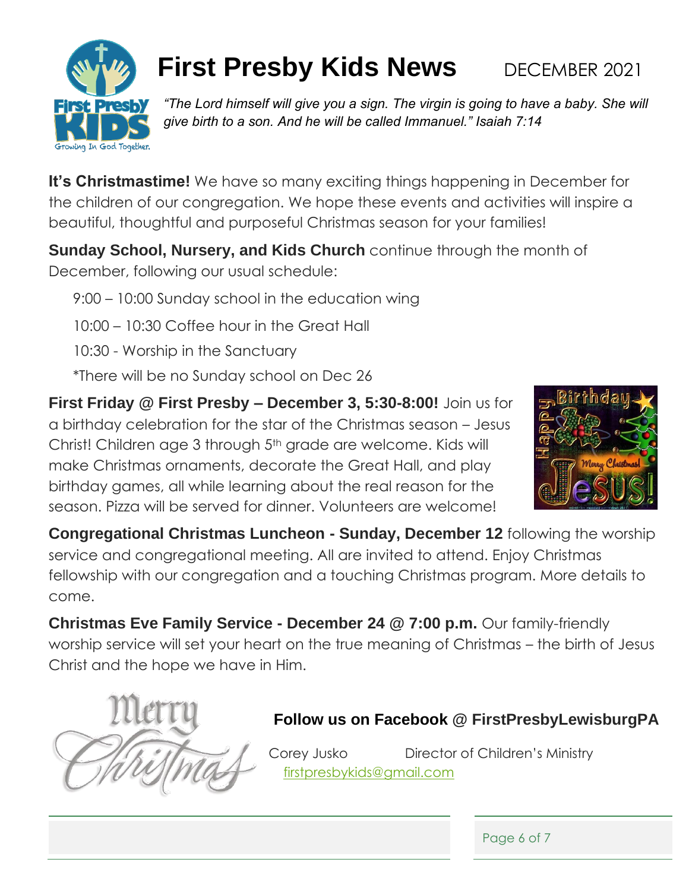# First Presby Kids News

DECEMBER 2021

*"The Lord himself will give you a sign. The virgin is going to have a baby. She will give birth to a son. And he will be called Immanuel." Isaiah 7:14*

**It's Christmastime!** We have so many exciting things happening in December for the children of our congregation. We hope these events and activities will inspire a beautiful, thoughtful and purposeful Christmas season for your families!

**Sunday School, Nursery, and Kids Church** continue through the month of December, following our usual schedule:

9:00 – 10:00 Sunday school in the education wing

10:00 – 10:30 Coffee hour in the Great Hall

10:30 - Worship in the Sanctuary

*There will be no Sunday school on Dec 26

**First Friday @ First Presby – December 3, 5:30-8:00!** Join us for a birthday celebration for the star of the Christmas season – Jesus Christ! Children age 3 through 5th grade are welcome. Kids will make Christmas ornaments, decorate the Great Hall, and play birthday games, all while learning about the real reason for the season. Pizza will be served for dinner. Volunteers are welcome!

**Congregational Christmas Luncheon - Sunday, December 12** following the worship service and congregational meeting. All are invited to attend. Enjoy Christmas fellowship with our congregation and a touching Christmas program. More details to come.

**Christmas Eve Family Service - December 24 @ 7:00 p.m.** Our family-friendly worship service will set your heart on the true meaning of Christmas – the birth of Jesus Christ and the hope we have in Him.

**Follow us on Facebook @ FirstPresbyLewisburgPA**

Corey Jusko Director of Children's Ministry
firstpresbykids@gmail.com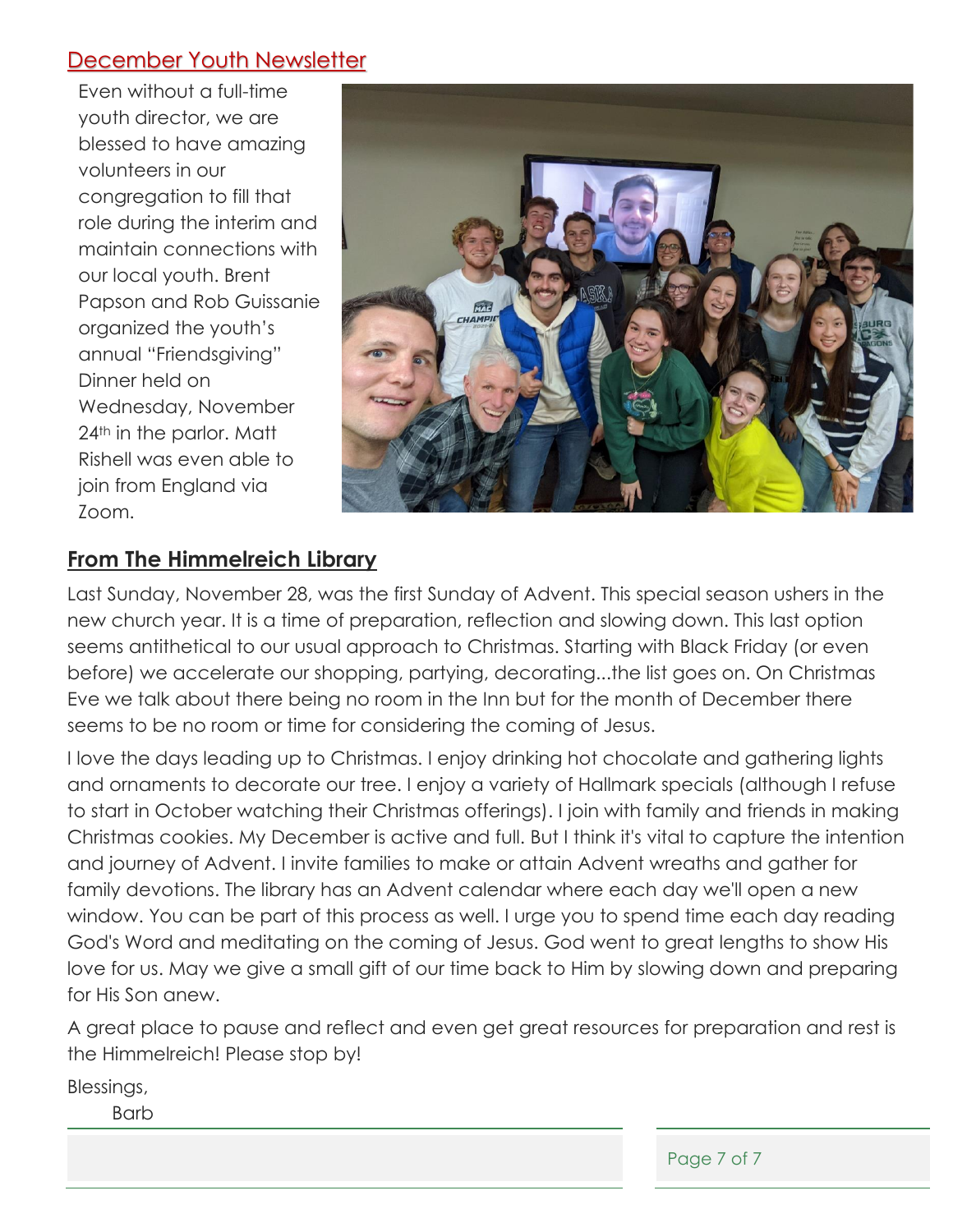## December Youth Newsletter

Even without a full-time youth director, we are blessed to have amazing volunteers in our congregation to fill that role during the interim and maintain connections with our local youth. Brent Papson and Rob Guissanie organized the youth's annual "Friendsgiving" Dinner held on Wednesday, November 24th in the parlor. Matt Rishell was even able to join from England via Zoom.

## **From The Himmelreich Library**

Last Sunday, November 28, was the first Sunday of Advent. This special season ushers in the new church year. It is a time of preparation, reflection and slowing down. This last option seems antithetical to our usual approach to Christmas. Starting with Black Friday (or even before) we accelerate our shopping, partying, decorating...the list goes on. On Christmas Eve we talk about there being no room in the Inn but for the month of December there seems to be no room or time for considering the coming of Jesus.

I love the days leading up to Christmas. I enjoy drinking hot chocolate and gathering lights and ornaments to decorate our tree. I enjoy a variety of Hallmark specials (although I refuse to start in October watching their Christmas offerings). I join with family and friends in making Christmas cookies. My December is active and full. But I think it's vital to capture the intention and journey of Advent. I invite families to make or attain Advent wreaths and gather for family devotions. The library has an Advent calendar where each day we'll open a new window. You can be part of this process as well. I urge you to spend time each day reading God's Word and meditating on the coming of Jesus. God went to great lengths to show His love for us. May we give a small gift of our time back to Him by slowing down and preparing for His Son anew.

A great place to pause and reflect and even get great resources for preparation and rest is the Himmelreich! Please stop by!

Blessings,

Barb